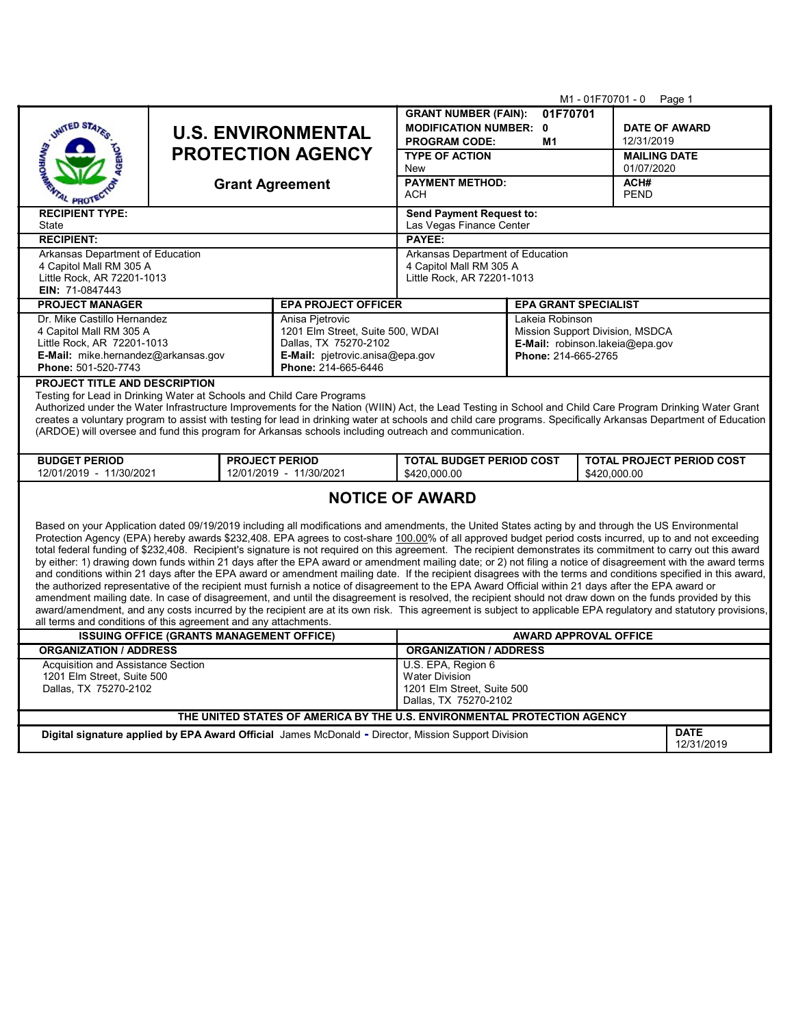M1 - 01F70701 - 0

# U.S. ENVIRONMENTAL PROTECTION AGENCY

## Grant Agreement

| | |
|---|---|
| **GRANT NUMBER (FAIN):** 01F70701 | **DATE OF AWARD** 12/31/2019 |
| **MODIFICATION NUMBER:** 0 | |
| **PROGRAM CODE:** M1 | |
| **TYPE OF ACTION** New | **MAILING DATE** 01/07/2020 |
| **PAYMENT METHOD:** ACH | **ACH#** PEND |

| | |
|---|---|
| **RECIPIENT TYPE:** State | **Send Payment Request to:** Las Vegas Finance Center |
| **RECIPIENT:** Arkansas Department of Education, 4 Capitol Mall RM 305 A, Little Rock, AR 72201-1013, **EIN:** 71-0847443 | **PAYEE:** Arkansas Department of Education, 4 Capitol Mall RM 305 A, Little Rock, AR 72201-1013 |

| PROJECT MANAGER | EPA PROJECT OFFICER | EPA GRANT SPECIALIST |
|---|---|---|
| Dr. Mike Castillo Hernandez<br>4 Capitol Mall RM 305 A<br>Little Rock, AR 72201-1013<br>**E-Mail:** mike.hernandez@arkansas.gov<br>**Phone:** 501-520-7743 | Anisa Pjetrovic<br>1201 Elm Street, Suite 500, WDAI<br>Dallas, TX 75270-2102<br>**E-Mail:** pjetrovic.anisa@epa.gov<br>**Phone:** 214-665-6446 | Lakeia Robinson<br>Mission Support Division, MSDCA<br>**E-Mail:** robinson.lakeia@epa.gov<br>**Phone:** 214-665-2765 |

**PROJECT TITLE AND DESCRIPTION**

Testing for Lead in Drinking Water at Schools and Child Care Programs

Authorized under the Water Infrastructure Improvements for the Nation (WIIN) Act, the Lead Testing in School and Child Care Program Drinking Water Grant creates a voluntary program to assist with testing for lead in drinking water at schools and child care programs. Specifically Arkansas Department of Education (ARDOE) will oversee and fund this program for Arkansas schools including outreach and communication.

| BUDGET PERIOD | PROJECT PERIOD | TOTAL BUDGET PERIOD COST | TOTAL PROJECT PERIOD COST |
|---|---|---|---|
| 12/01/2019 - 11/30/2021 | 12/01/2019 - 11/30/2021 | $420,000.00 | $420,000.00 |

## NOTICE OF AWARD

Based on your Application dated 09/19/2019 including all modifications and amendments, the United States acting by and through the US Environmental Protection Agency (EPA) hereby awards $232,408. EPA agrees to cost-share 100.00% of all approved budget period costs incurred, up to and not exceeding total federal funding of $232,408. Recipient's signature is not required on this agreement. The recipient demonstrates its commitment to carry out this award by either: 1) drawing down funds within 21 days after the EPA award or amendment mailing date; or 2) not filing a notice of disagreement with the award terms and conditions within 21 days after the EPA award or amendment mailing date. If the recipient disagrees with the terms and conditions specified in this award, the authorized representative of the recipient must furnish a notice of disagreement to the EPA Award Official within 21 days after the EPA award or amendment mailing date. In case of disagreement, and until the disagreement is resolved, the recipient should not draw down on the funds provided by this award/amendment, and any costs incurred by the recipient are at its own risk. This agreement is subject to applicable EPA regulatory and statutory provisions, all terms and conditions of this agreement and any attachments.

| ISSUING OFFICE (GRANTS MANAGEMENT OFFICE) | AWARD APPROVAL OFFICE |
|---|---|
| **ORGANIZATION / ADDRESS** | **ORGANIZATION / ADDRESS** |
| Acquisition and Assistance Section<br>1201 Elm Street, Suite 500<br>Dallas, TX 75270-2102 | U.S. EPA, Region 6<br>Water Division<br>1201 Elm Street, Suite 500<br>Dallas, TX 75270-2102 |

**THE UNITED STATES OF AMERICA BY THE U.S. ENVIRONMENTAL PROTECTION AGENCY**

| | DATE |
|---|---|
| **Digital signature applied by EPA Award Official** James McDonald - Director, Mission Support Division | 12/31/2019 |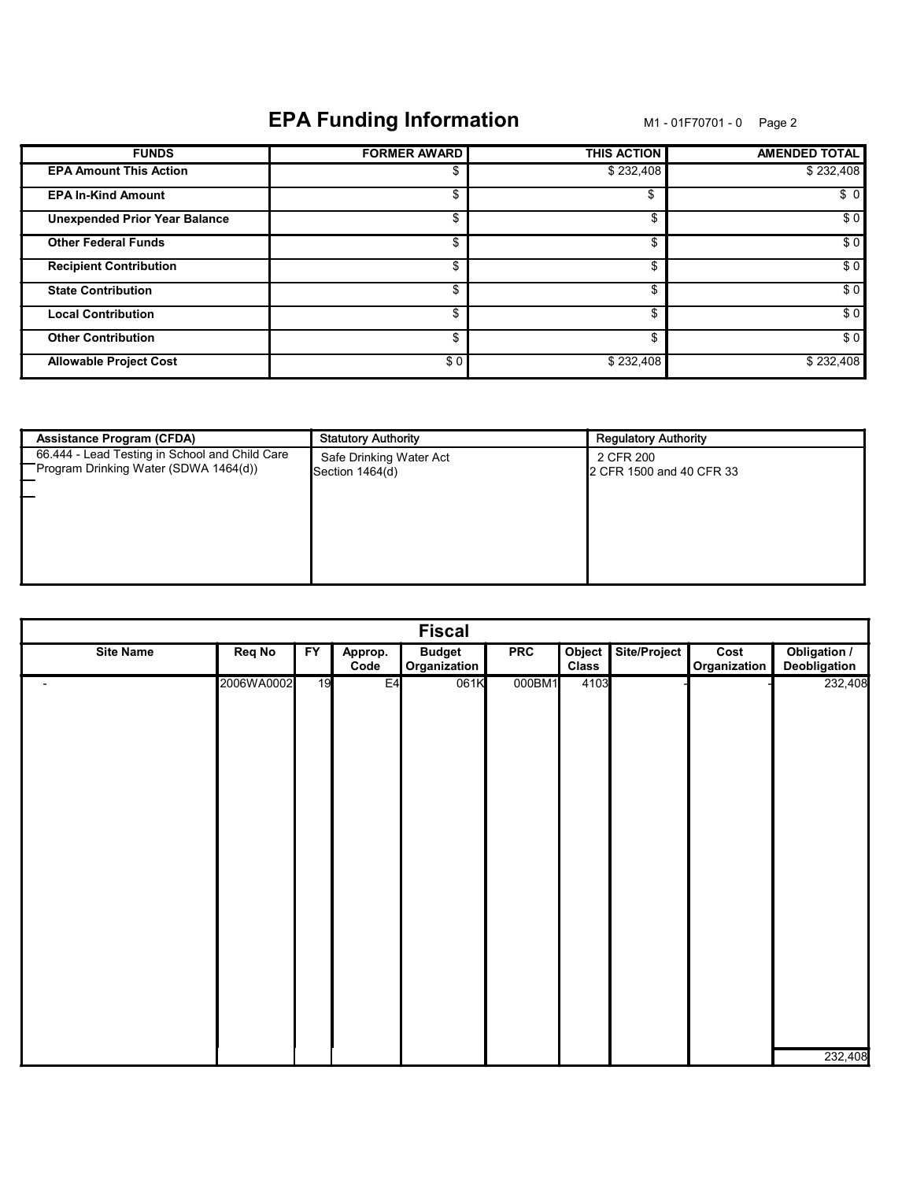# EPA Funding Information

M1 - 01F70701 - 0

| FUNDS | FORMER AWARD | THIS ACTION | AMENDED TOTAL |
|---|---|---|---|
| EPA Amount This Action | $ | $ 232,408 | $ 232,408 |
| EPA In-Kind Amount | $ | $ | $ 0 |
| Unexpended Prior Year Balance | $ | $ | $ 0 |
| Other Federal Funds | $ | $ | $ 0 |
| Recipient Contribution | $ | $ | $ 0 |
| State Contribution | $ | $ | $ 0 |
| Local Contribution | $ | $ | $ 0 |
| Other Contribution | $ | $ | $ 0 |
| Allowable Project Cost | $ 0 | $ 232,408 | $ 232,408 |

| Assistance Program (CFDA) | Statutory Authority | Regulatory Authority |
|---|---|---|
| 66.444 - Lead Testing in School and Child Care Program Drinking Water (SDWA 1464(d)) | Safe Drinking Water Act Section 1464(d) | 2 CFR 200<br>2 CFR 1500 and 40 CFR 33 |

## Fiscal

| Site Name | Req No | FY | Approp. Code | Budget Organization | PRC | Object Class | Site/Project | Cost Organization | Obligation / Deobligation |
|---|---|---|---|---|---|---|---|---|---|
| - | 2006WA0002 | 19 | E4 | 061K | 000BM1 | 4103 | - | - | 232,408 |
| | | | | | | | | | 232,408 |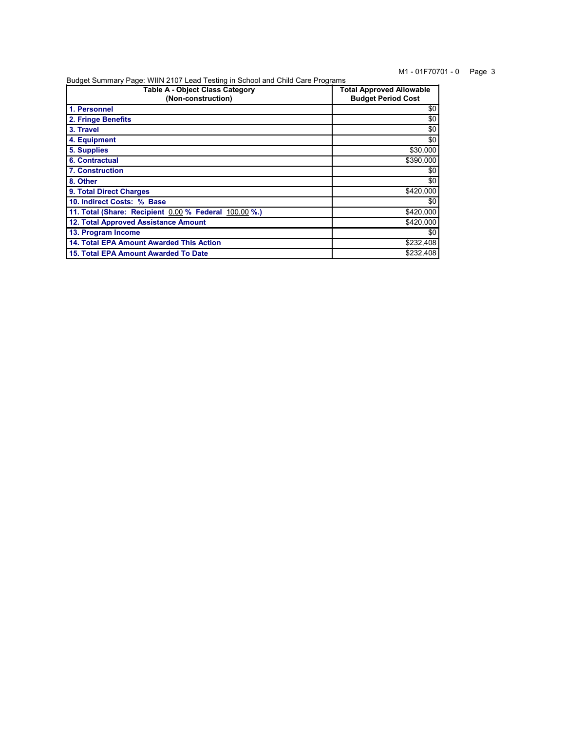Budget Summary Page: WIIN 2107 Lead Testing in School and Child Care Programs

| Table A - Object Class Category (Non-construction) | Total Approved Allowable Budget Period Cost |
|---|---|
| 1. Personnel | $0 |
| 2. Fringe Benefits | $0 |
| 3. Travel | $0 |
| 4. Equipment | $0 |
| 5. Supplies | $30,000 |
| 6. Contractual | $390,000 |
| 7. Construction | $0 |
| 8. Other | $0 |
| 9. Total Direct Charges | $420,000 |
| 10. Indirect Costs: % Base | $0 |
| 11. Total (Share: Recipient 0.00 % Federal 100.00 %.) | $420,000 |
| 12. Total Approved Assistance Amount | $420,000 |
| 13. Program Income | $0 |
| 14. Total EPA Amount Awarded This Action | $232,408 |
| 15. Total EPA Amount Awarded To Date | $232,408 |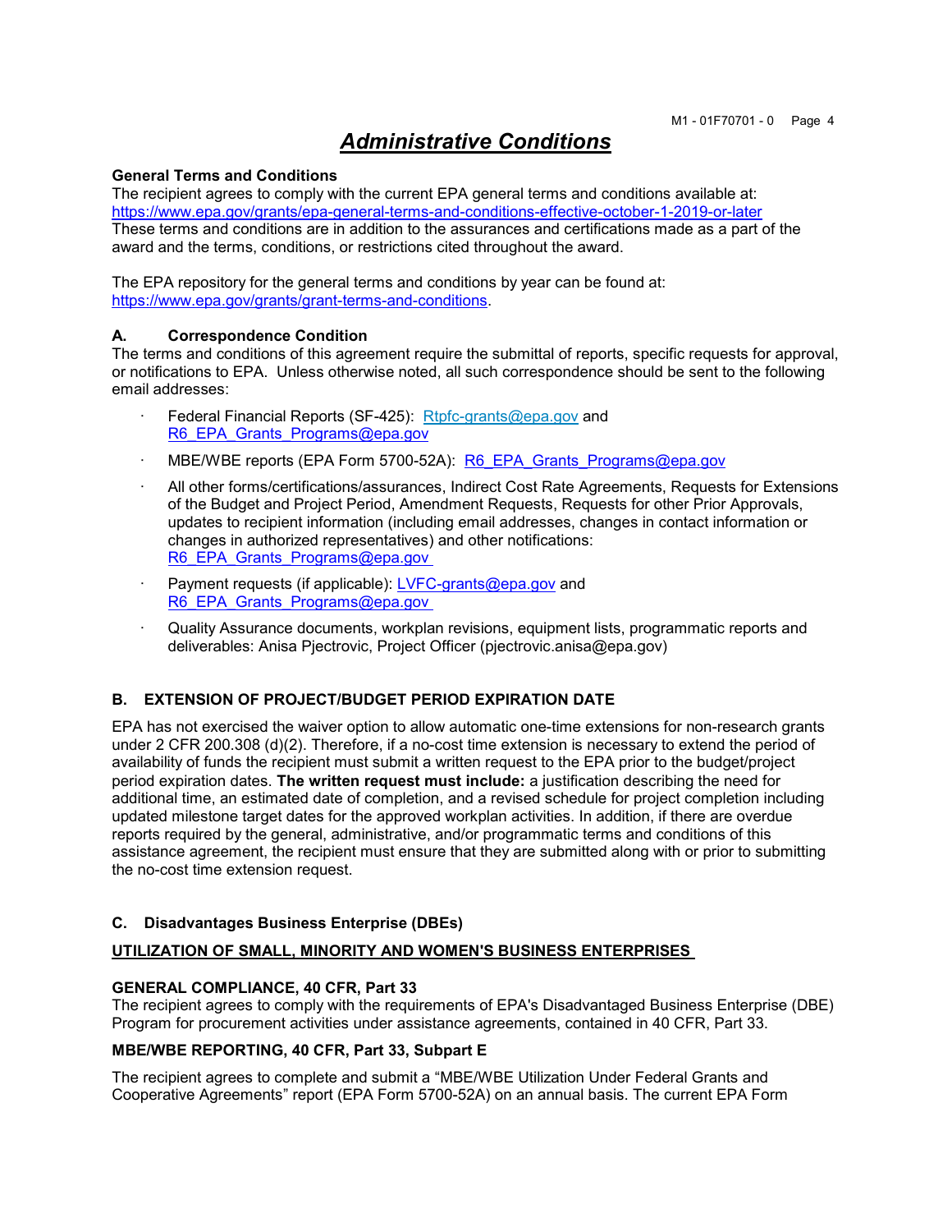# *Administrative Conditions*

**General Terms and Conditions**

The recipient agrees to comply with the current EPA general terms and conditions available at: https://www.epa.gov/grants/epa-general-terms-and-conditions-effective-october-1-2019-or-later
These terms and conditions are in addition to the assurances and certifications made as a part of the award and the terms, conditions, or restrictions cited throughout the award.

The EPA repository for the general terms and conditions by year can be found at: https://www.epa.gov/grants/grant-terms-and-conditions.

**A. Correspondence Condition**

The terms and conditions of this agreement require the submittal of reports, specific requests for approval, or notifications to EPA. Unless otherwise noted, all such correspondence should be sent to the following email addresses:

- Federal Financial Reports (SF-425): Rtpfc-grants@epa.gov and R6_EPA_Grants_Programs@epa.gov
- MBE/WBE reports (EPA Form 5700-52A): R6_EPA_Grants_Programs@epa.gov
- All other forms/certifications/assurances, Indirect Cost Rate Agreements, Requests for Extensions of the Budget and Project Period, Amendment Requests, Requests for other Prior Approvals, updates to recipient information (including email addresses, changes in contact information or changes in authorized representatives) and other notifications: R6_EPA_Grants_Programs@epa.gov
- Payment requests (if applicable): LVFC-grants@epa.gov and R6_EPA_Grants_Programs@epa.gov
- Quality Assurance documents, workplan revisions, equipment lists, programmatic reports and deliverables: Anisa Pjectrovic, Project Officer (pjectrovic.anisa@epa.gov)

**B. EXTENSION OF PROJECT/BUDGET PERIOD EXPIRATION DATE**

EPA has not exercised the waiver option to allow automatic one-time extensions for non-research grants under 2 CFR 200.308 (d)(2). Therefore, if a no-cost time extension is necessary to extend the period of availability of funds the recipient must submit a written request to the EPA prior to the budget/project period expiration dates. **The written request must include:** a justification describing the need for additional time, an estimated date of completion, and a revised schedule for project completion including updated milestone target dates for the approved workplan activities. In addition, if there are overdue reports required by the general, administrative, and/or programmatic terms and conditions of this assistance agreement, the recipient must ensure that they are submitted along with or prior to submitting the no-cost time extension request.

**C. Disadvantages Business Enterprise (DBEs)**

**UTILIZATION OF SMALL, MINORITY AND WOMEN'S BUSINESS ENTERPRISES**

**GENERAL COMPLIANCE, 40 CFR, Part 33**

The recipient agrees to comply with the requirements of EPA's Disadvantaged Business Enterprise (DBE) Program for procurement activities under assistance agreements, contained in 40 CFR, Part 33.

**MBE/WBE REPORTING, 40 CFR, Part 33, Subpart E**

The recipient agrees to complete and submit a "MBE/WBE Utilization Under Federal Grants and Cooperative Agreements" report (EPA Form 5700-52A) on an annual basis. The current EPA Form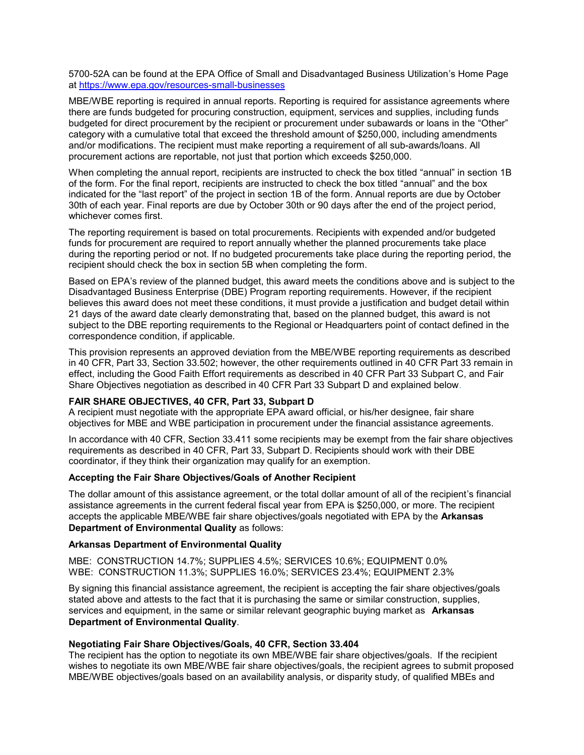5700-52A can be found at the EPA Office of Small and Disadvantaged Business Utilization's Home Page at https://www.epa.gov/resources-small-businesses

MBE/WBE reporting is required in annual reports. Reporting is required for assistance agreements where there are funds budgeted for procuring construction, equipment, services and supplies, including funds budgeted for direct procurement by the recipient or procurement under subawards or loans in the "Other" category with a cumulative total that exceed the threshold amount of $250,000, including amendments and/or modifications. The recipient must make reporting a requirement of all sub-awards/loans. All procurement actions are reportable, not just that portion which exceeds $250,000.

When completing the annual report, recipients are instructed to check the box titled "annual" in section 1B of the form. For the final report, recipients are instructed to check the box titled "annual" and the box indicated for the "last report" of the project in section 1B of the form. Annual reports are due by October 30th of each year. Final reports are due by October 30th or 90 days after the end of the project period, whichever comes first.

The reporting requirement is based on total procurements. Recipients with expended and/or budgeted funds for procurement are required to report annually whether the planned procurements take place during the reporting period or not. If no budgeted procurements take place during the reporting period, the recipient should check the box in section 5B when completing the form.

Based on EPA's review of the planned budget, this award meets the conditions above and is subject to the Disadvantaged Business Enterprise (DBE) Program reporting requirements. However, if the recipient believes this award does not meet these conditions, it must provide a justification and budget detail within 21 days of the award date clearly demonstrating that, based on the planned budget, this award is not subject to the DBE reporting requirements to the Regional or Headquarters point of contact defined in the correspondence condition, if applicable.

This provision represents an approved deviation from the MBE/WBE reporting requirements as described in 40 CFR, Part 33, Section 33.502; however, the other requirements outlined in 40 CFR Part 33 remain in effect, including the Good Faith Effort requirements as described in 40 CFR Part 33 Subpart C, and Fair Share Objectives negotiation as described in 40 CFR Part 33 Subpart D and explained below.

**FAIR SHARE OBJECTIVES, 40 CFR, Part 33, Subpart D**

A recipient must negotiate with the appropriate EPA award official, or his/her designee, fair share objectives for MBE and WBE participation in procurement under the financial assistance agreements.

In accordance with 40 CFR, Section 33.411 some recipients may be exempt from the fair share objectives requirements as described in 40 CFR, Part 33, Subpart D. Recipients should work with their DBE coordinator, if they think their organization may qualify for an exemption.

**Accepting the Fair Share Objectives/Goals of Another Recipient**

The dollar amount of this assistance agreement, or the total dollar amount of all of the recipient's financial assistance agreements in the current federal fiscal year from EPA is $250,000, or more. The recipient accepts the applicable MBE/WBE fair share objectives/goals negotiated with EPA by the **Arkansas Department of Environmental Quality** as follows:

**Arkansas Department of Environmental Quality**

MBE: CONSTRUCTION 14.7%; SUPPLIES 4.5%; SERVICES 10.6%; EQUIPMENT 0.0%
WBE: CONSTRUCTION 11.3%; SUPPLIES 16.0%; SERVICES 23.4%; EQUIPMENT 2.3%

By signing this financial assistance agreement, the recipient is accepting the fair share objectives/goals stated above and attests to the fact that it is purchasing the same or similar construction, supplies, services and equipment, in the same or similar relevant geographic buying market as **Arkansas Department of Environmental Quality**.

**Negotiating Fair Share Objectives/Goals, 40 CFR, Section 33.404**

The recipient has the option to negotiate its own MBE/WBE fair share objectives/goals. If the recipient wishes to negotiate its own MBE/WBE fair share objectives/goals, the recipient agrees to submit proposed MBE/WBE objectives/goals based on an availability analysis, or disparity study, of qualified MBEs and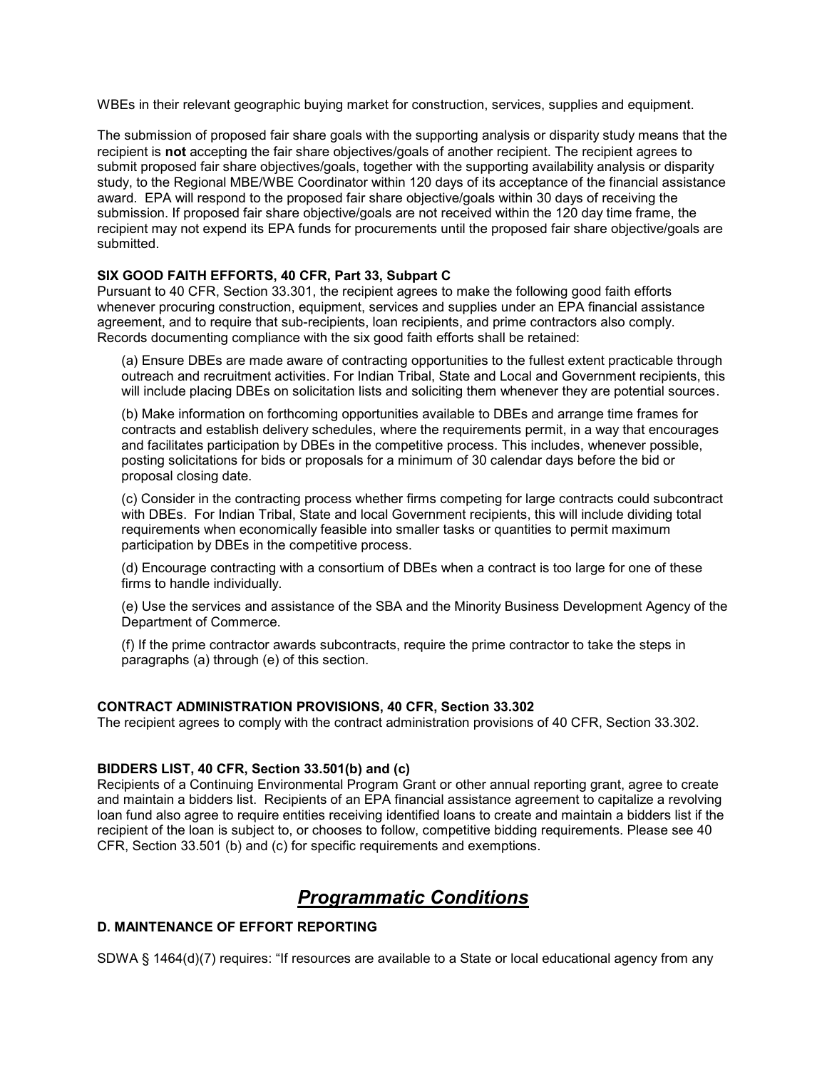WBEs in their relevant geographic buying market for construction, services, supplies and equipment.

The submission of proposed fair share goals with the supporting analysis or disparity study means that the recipient is **not** accepting the fair share objectives/goals of another recipient. The recipient agrees to submit proposed fair share objectives/goals, together with the supporting availability analysis or disparity study, to the Regional MBE/WBE Coordinator within 120 days of its acceptance of the financial assistance award. EPA will respond to the proposed fair share objective/goals within 30 days of receiving the submission. If proposed fair share objective/goals are not received within the 120 day time frame, the recipient may not expend its EPA funds for procurements until the proposed fair share objective/goals are submitted.

**SIX GOOD FAITH EFFORTS, 40 CFR, Part 33, Subpart C**

Pursuant to 40 CFR, Section 33.301, the recipient agrees to make the following good faith efforts whenever procuring construction, equipment, services and supplies under an EPA financial assistance agreement, and to require that sub-recipients, loan recipients, and prime contractors also comply. Records documenting compliance with the six good faith efforts shall be retained:

(a) Ensure DBEs are made aware of contracting opportunities to the fullest extent practicable through outreach and recruitment activities. For Indian Tribal, State and Local and Government recipients, this will include placing DBEs on solicitation lists and soliciting them whenever they are potential sources.

(b) Make information on forthcoming opportunities available to DBEs and arrange time frames for contracts and establish delivery schedules, where the requirements permit, in a way that encourages and facilitates participation by DBEs in the competitive process. This includes, whenever possible, posting solicitations for bids or proposals for a minimum of 30 calendar days before the bid or proposal closing date.

(c) Consider in the contracting process whether firms competing for large contracts could subcontract with DBEs. For Indian Tribal, State and local Government recipients, this will include dividing total requirements when economically feasible into smaller tasks or quantities to permit maximum participation by DBEs in the competitive process.

(d) Encourage contracting with a consortium of DBEs when a contract is too large for one of these firms to handle individually.

(e) Use the services and assistance of the SBA and the Minority Business Development Agency of the Department of Commerce.

(f) If the prime contractor awards subcontracts, require the prime contractor to take the steps in paragraphs (a) through (e) of this section.

**CONTRACT ADMINISTRATION PROVISIONS, 40 CFR, Section 33.302**

The recipient agrees to comply with the contract administration provisions of 40 CFR, Section 33.302.

**BIDDERS LIST, 40 CFR, Section 33.501(b) and (c)**

Recipients of a Continuing Environmental Program Grant or other annual reporting grant, agree to create and maintain a bidders list. Recipients of an EPA financial assistance agreement to capitalize a revolving loan fund also agree to require entities receiving identified loans to create and maintain a bidders list if the recipient of the loan is subject to, or chooses to follow, competitive bidding requirements. Please see 40 CFR, Section 33.501 (b) and (c) for specific requirements and exemptions.

# ***Programmatic Conditions***

**D. MAINTENANCE OF EFFORT REPORTING**

SDWA § 1464(d)(7) requires: "If resources are available to a State or local educational agency from any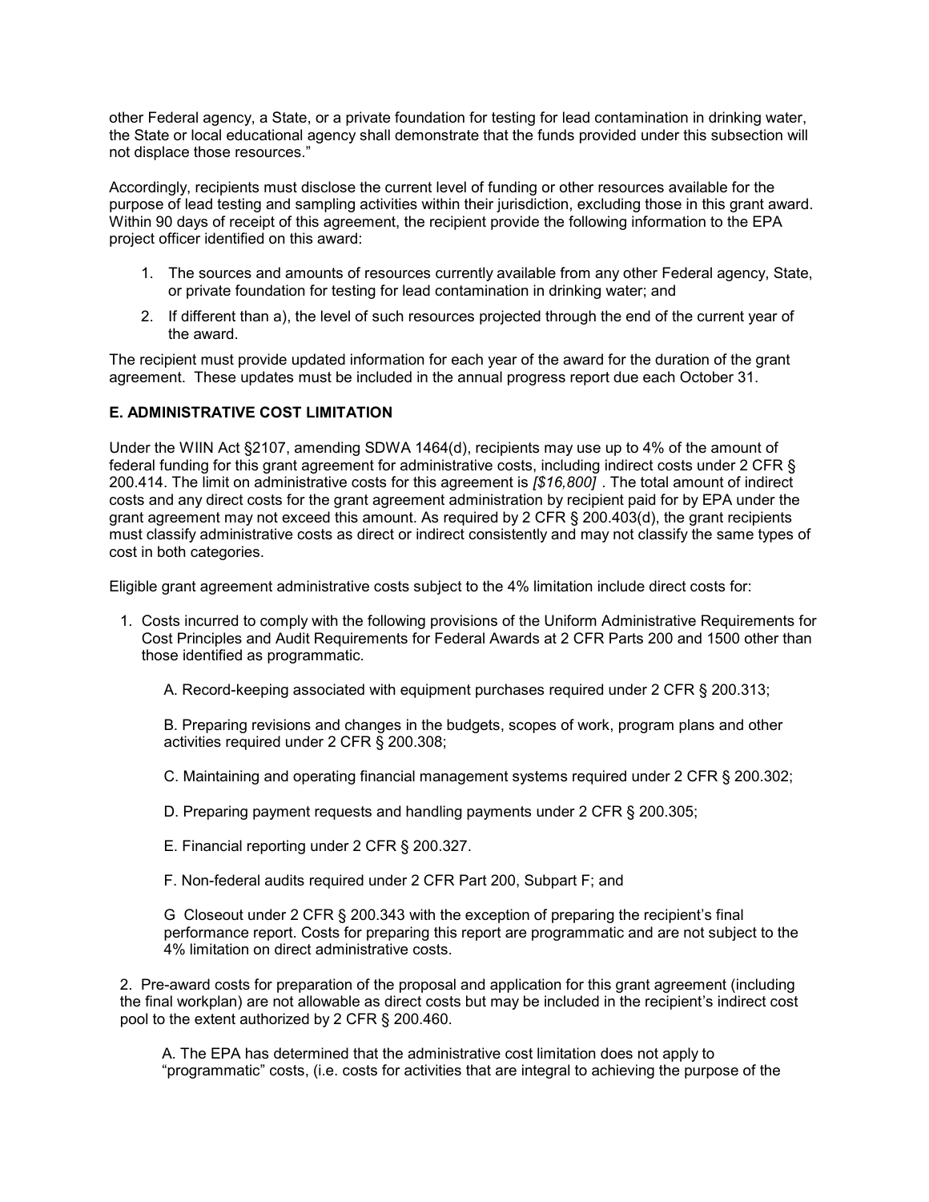other Federal agency, a State, or a private foundation for testing for lead contamination in drinking water, the State or local educational agency shall demonstrate that the funds provided under this subsection will not displace those resources."

Accordingly, recipients must disclose the current level of funding or other resources available for the purpose of lead testing and sampling activities within their jurisdiction, excluding those in this grant award. Within 90 days of receipt of this agreement, the recipient provide the following information to the EPA project officer identified on this award:

1. The sources and amounts of resources currently available from any other Federal agency, State, or private foundation for testing for lead contamination in drinking water; and
2. If different than a), the level of such resources projected through the end of the current year of the award.

The recipient must provide updated information for each year of the award for the duration of the grant agreement. These updates must be included in the annual progress report due each October 31.

### E. ADMINISTRATIVE COST LIMITATION

Under the WIIN Act §2107, amending SDWA 1464(d), recipients may use up to 4% of the amount of federal funding for this grant agreement for administrative costs, including indirect costs under 2 CFR § 200.414. The limit on administrative costs for this agreement is *[$16,800]* . The total amount of indirect costs and any direct costs for the grant agreement administration by recipient paid for by EPA under the grant agreement may not exceed this amount. As required by 2 CFR § 200.403(d), the grant recipients must classify administrative costs as direct or indirect consistently and may not classify the same types of cost in both categories.

Eligible grant agreement administrative costs subject to the 4% limitation include direct costs for:

1. Costs incurred to comply with the following provisions of the Uniform Administrative Requirements for Cost Principles and Audit Requirements for Federal Awards at 2 CFR Parts 200 and 1500 other than those identified as programmatic.

   A. Record-keeping associated with equipment purchases required under 2 CFR § 200.313;

   B. Preparing revisions and changes in the budgets, scopes of work, program plans and other activities required under 2 CFR § 200.308;

   C. Maintaining and operating financial management systems required under 2 CFR § 200.302;

   D. Preparing payment requests and handling payments under 2 CFR § 200.305;

   E. Financial reporting under 2 CFR § 200.327.

   F. Non-federal audits required under 2 CFR Part 200, Subpart F; and

   G Closeout under 2 CFR § 200.343 with the exception of preparing the recipient's final performance report. Costs for preparing this report are programmatic and are not subject to the 4% limitation on direct administrative costs.

2. Pre-award costs for preparation of the proposal and application for this grant agreement (including the final workplan) are not allowable as direct costs but may be included in the recipient's indirect cost pool to the extent authorized by 2 CFR § 200.460.

   A. The EPA has determined that the administrative cost limitation does not apply to "programmatic" costs, (i.e. costs for activities that are integral to achieving the purpose of the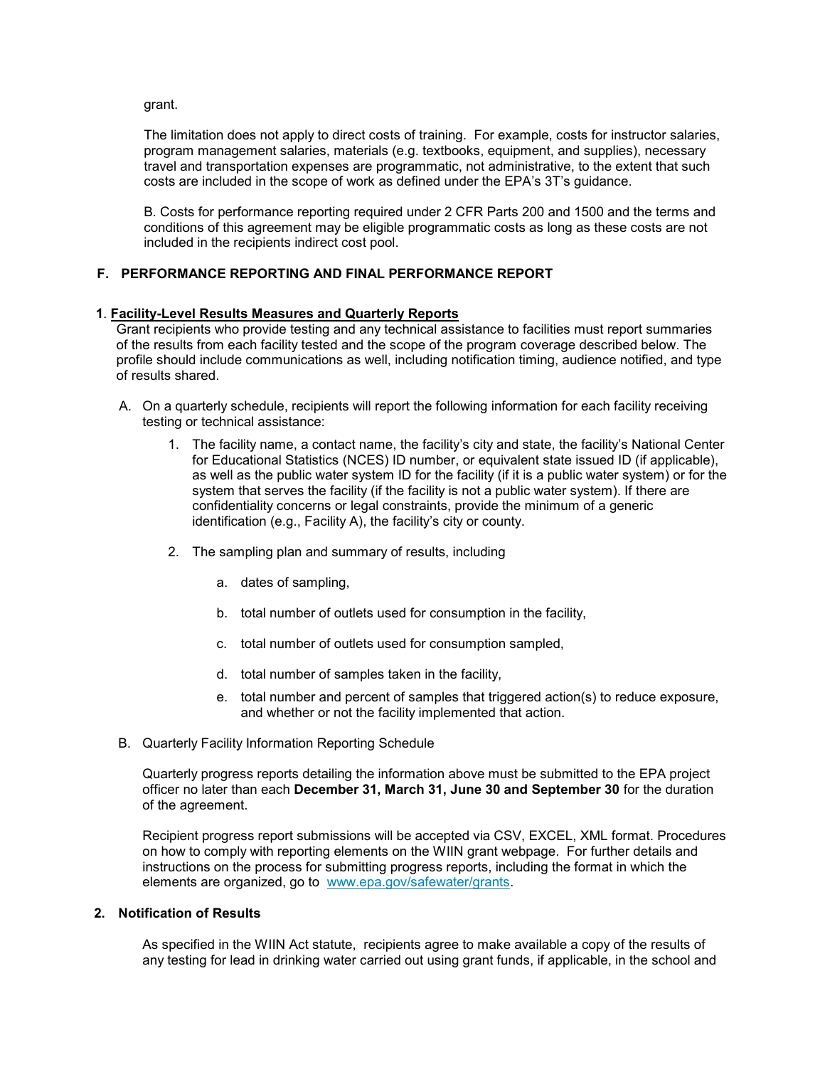grant.

The limitation does not apply to direct costs of training. For example, costs for instructor salaries, program management salaries, materials (e.g. textbooks, equipment, and supplies), necessary travel and transportation expenses are programmatic, not administrative, to the extent that such costs are included in the scope of work as defined under the EPA's 3T's guidance.

B. Costs for performance reporting required under 2 CFR Parts 200 and 1500 and the terms and conditions of this agreement may be eligible programmatic costs as long as these costs are not included in the recipients indirect cost pool.

## F. PERFORMANCE REPORTING AND FINAL PERFORMANCE REPORT

### 1. Facility-Level Results Measures and Quarterly Reports

Grant recipients who provide testing and any technical assistance to facilities must report summaries of the results from each facility tested and the scope of the program coverage described below. The profile should include communications as well, including notification timing, audience notified, and type of results shared.

A. On a quarterly schedule, recipients will report the following information for each facility receiving testing or technical assistance:

1. The facility name, a contact name, the facility's city and state, the facility's National Center for Educational Statistics (NCES) ID number, or equivalent state issued ID (if applicable), as well as the public water system ID for the facility (if it is a public water system) or for the system that serves the facility (if the facility is not a public water system). If there are confidentiality concerns or legal constraints, provide the minimum of a generic identification (e.g., Facility A), the facility's city or county.

2. The sampling plan and summary of results, including

   a. dates of sampling,

   b. total number of outlets used for consumption in the facility,

   c. total number of outlets used for consumption sampled,

   d. total number of samples taken in the facility,

   e. total number and percent of samples that triggered action(s) to reduce exposure, and whether or not the facility implemented that action.

B. Quarterly Facility Information Reporting Schedule

Quarterly progress reports detailing the information above must be submitted to the EPA project officer no later than each **December 31, March 31, June 30 and September 30** for the duration of the agreement.

Recipient progress report submissions will be accepted via CSV, EXCEL, XML format. Procedures on how to comply with reporting elements on the WIIN grant webpage. For further details and instructions on the process for submitting progress reports, including the format in which the elements are organized, go to [www.epa.gov/safewater/grants](www.epa.gov/safewater/grants).

### 2. Notification of Results

As specified in the WIIN Act statute, recipients agree to make available a copy of the results of any testing for lead in drinking water carried out using grant funds, if applicable, in the school and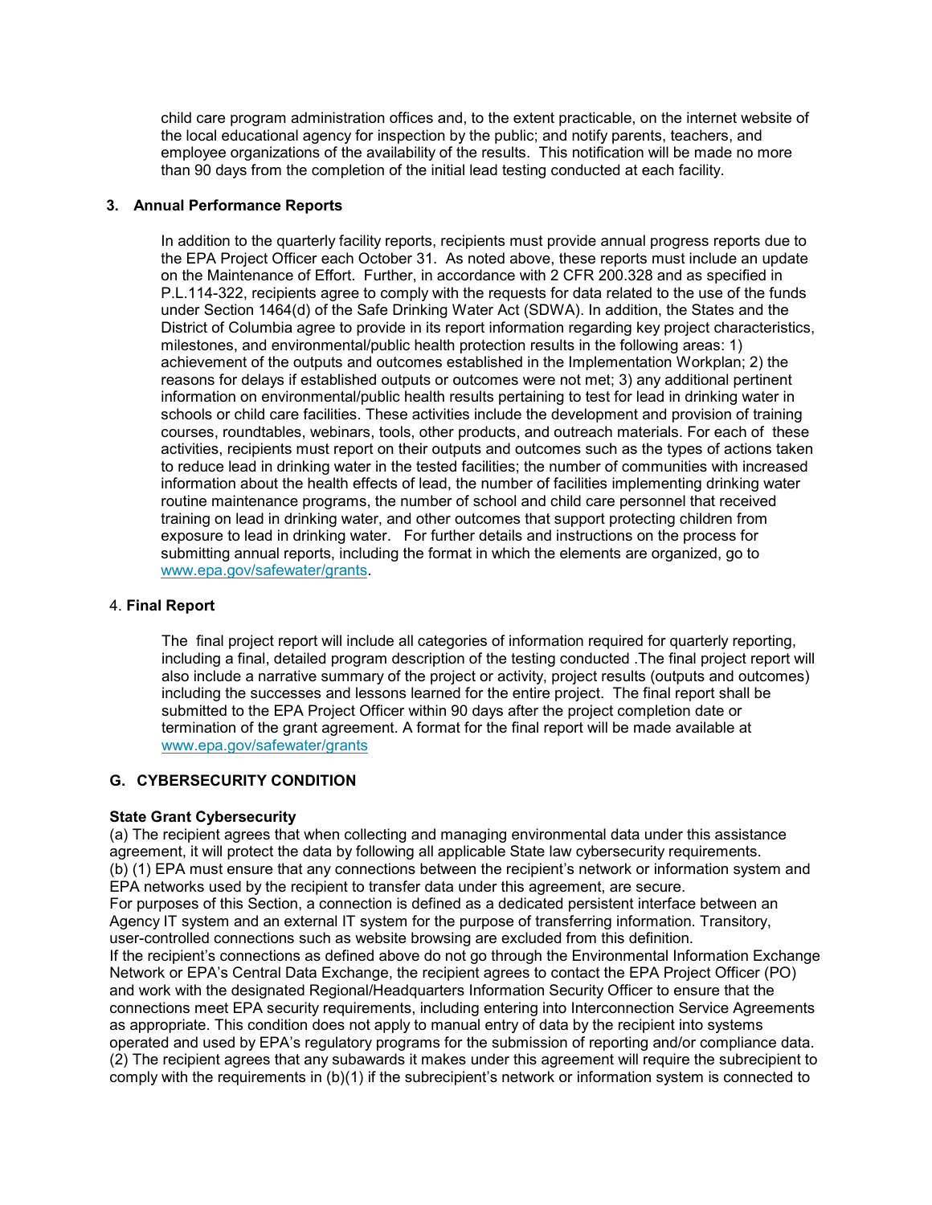child care program administration offices and, to the extent practicable, on the internet website of the local educational agency for inspection by the public; and notify parents, teachers, and employee organizations of the availability of the results. This notification will be made no more than 90 days from the completion of the initial lead testing conducted at each facility.

### 3. Annual Performance Reports

In addition to the quarterly facility reports, recipients must provide annual progress reports due to the EPA Project Officer each October 31. As noted above, these reports must include an update on the Maintenance of Effort. Further, in accordance with 2 CFR 200.328 and as specified in P.L.114-322, recipients agree to comply with the requests for data related to the use of the funds under Section 1464(d) of the Safe Drinking Water Act (SDWA). In addition, the States and the District of Columbia agree to provide in its report information regarding key project characteristics, milestones, and environmental/public health protection results in the following areas: 1) achievement of the outputs and outcomes established in the Implementation Workplan; 2) the reasons for delays if established outputs or outcomes were not met; 3) any additional pertinent information on environmental/public health results pertaining to test for lead in drinking water in schools or child care facilities. These activities include the development and provision of training courses, roundtables, webinars, tools, other products, and outreach materials. For each of these activities, recipients must report on their outputs and outcomes such as the types of actions taken to reduce lead in drinking water in the tested facilities; the number of communities with increased information about the health effects of lead, the number of facilities implementing drinking water routine maintenance programs, the number of school and child care personnel that received training on lead in drinking water, and other outcomes that support protecting children from exposure to lead in drinking water. For further details and instructions on the process for submitting annual reports, including the format in which the elements are organized, go to www.epa.gov/safewater/grants.

### 4. Final Report

The final project report will include all categories of information required for quarterly reporting, including a final, detailed program description of the testing conducted .The final project report will also include a narrative summary of the project or activity, project results (outputs and outcomes) including the successes and lessons learned for the entire project. The final report shall be submitted to the EPA Project Officer within 90 days after the project completion date or termination of the grant agreement. A format for the final report will be made available at www.epa.gov/safewater/grants

## G. CYBERSECURITY CONDITION

**State Grant Cybersecurity**

(a) The recipient agrees that when collecting and managing environmental data under this assistance agreement, it will protect the data by following all applicable State law cybersecurity requirements.

(b) (1) EPA must ensure that any connections between the recipient's network or information system and EPA networks used by the recipient to transfer data under this agreement, are secure.

For purposes of this Section, a connection is defined as a dedicated persistent interface between an Agency IT system and an external IT system for the purpose of transferring information. Transitory, user-controlled connections such as website browsing are excluded from this definition.

If the recipient's connections as defined above do not go through the Environmental Information Exchange Network or EPA's Central Data Exchange, the recipient agrees to contact the EPA Project Officer (PO) and work with the designated Regional/Headquarters Information Security Officer to ensure that the connections meet EPA security requirements, including entering into Interconnection Service Agreements as appropriate. This condition does not apply to manual entry of data by the recipient into systems operated and used by EPA's regulatory programs for the submission of reporting and/or compliance data.

(2) The recipient agrees that any subawards it makes under this agreement will require the subrecipient to comply with the requirements in (b)(1) if the subrecipient's network or information system is connected to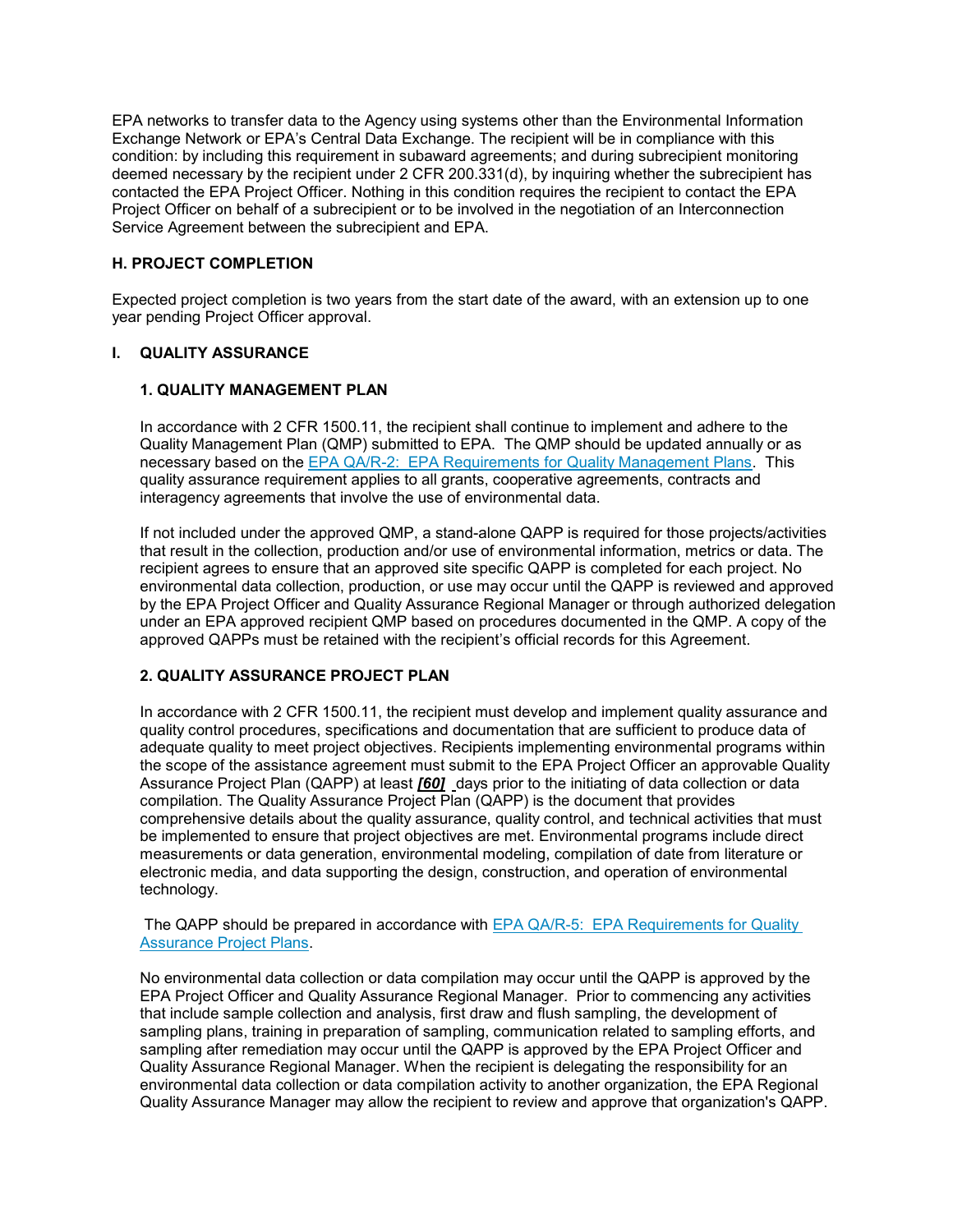EPA networks to transfer data to the Agency using systems other than the Environmental Information Exchange Network or EPA's Central Data Exchange. The recipient will be in compliance with this condition: by including this requirement in subaward agreements; and during subrecipient monitoring deemed necessary by the recipient under 2 CFR 200.331(d), by inquiring whether the subrecipient has contacted the EPA Project Officer. Nothing in this condition requires the recipient to contact the EPA Project Officer on behalf of a subrecipient or to be involved in the negotiation of an Interconnection Service Agreement between the subrecipient and EPA.

### H. PROJECT COMPLETION

Expected project completion is two years from the start date of the award, with an extension up to one year pending Project Officer approval.

### I. QUALITY ASSURANCE

#### 1. QUALITY MANAGEMENT PLAN

In accordance with 2 CFR 1500.11, the recipient shall continue to implement and adhere to the Quality Management Plan (QMP) submitted to EPA. The QMP should be updated annually or as necessary based on the EPA QA/R-2: EPA Requirements for Quality Management Plans. This quality assurance requirement applies to all grants, cooperative agreements, contracts and interagency agreements that involve the use of environmental data.

If not included under the approved QMP, a stand-alone QAPP is required for those projects/activities that result in the collection, production and/or use of environmental information, metrics or data. The recipient agrees to ensure that an approved site specific QAPP is completed for each project. No environmental data collection, production, or use may occur until the QAPP is reviewed and approved by the EPA Project Officer and Quality Assurance Regional Manager or through authorized delegation under an EPA approved recipient QMP based on procedures documented in the QMP. A copy of the approved QAPPs must be retained with the recipient's official records for this Agreement.

#### 2. QUALITY ASSURANCE PROJECT PLAN

In accordance with 2 CFR 1500.11, the recipient must develop and implement quality assurance and quality control procedures, specifications and documentation that are sufficient to produce data of adequate quality to meet project objectives. Recipients implementing environmental programs within the scope of the assistance agreement must submit to the EPA Project Officer an approvable Quality Assurance Project Plan (QAPP) at least ***[60]*** days prior to the initiating of data collection or data compilation. The Quality Assurance Project Plan (QAPP) is the document that provides comprehensive details about the quality assurance, quality control, and technical activities that must be implemented to ensure that project objectives are met. Environmental programs include direct measurements or data generation, environmental modeling, compilation of date from literature or electronic media, and data supporting the design, construction, and operation of environmental technology.

The QAPP should be prepared in accordance with EPA QA/R-5: EPA Requirements for Quality Assurance Project Plans.

No environmental data collection or data compilation may occur until the QAPP is approved by the EPA Project Officer and Quality Assurance Regional Manager. Prior to commencing any activities that include sample collection and analysis, first draw and flush sampling, the development of sampling plans, training in preparation of sampling, communication related to sampling efforts, and sampling after remediation may occur until the QAPP is approved by the EPA Project Officer and Quality Assurance Regional Manager. When the recipient is delegating the responsibility for an environmental data collection or data compilation activity to another organization, the EPA Regional Quality Assurance Manager may allow the recipient to review and approve that organization's QAPP.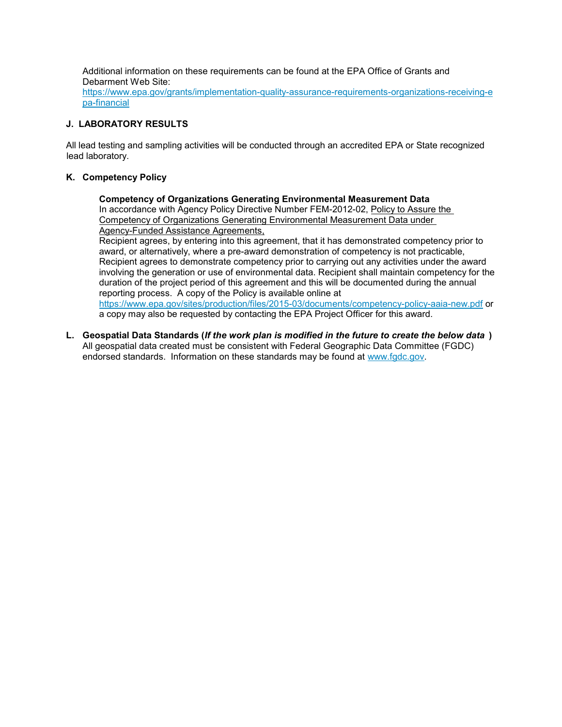Additional information on these requirements can be found at the EPA Office of Grants and Debarment Web Site:
[https://www.epa.gov/grants/implementation-quality-assurance-requirements-organizations-receiving-epa-financial](https://www.epa.gov/grants/implementation-quality-assurance-requirements-organizations-receiving-epa-financial)

**J. LABORATORY RESULTS**

All lead testing and sampling activities will be conducted through an accredited EPA or State recognized lead laboratory.

**K. Competency Policy**

**Competency of Organizations Generating Environmental Measurement Data**
In accordance with Agency Policy Directive Number FEM-2012-02, Policy to Assure the Competency of Organizations Generating Environmental Measurement Data under Agency-Funded Assistance Agreements,
Recipient agrees, by entering into this agreement, that it has demonstrated competency prior to award, or alternatively, where a pre-award demonstration of competency is not practicable, Recipient agrees to demonstrate competency prior to carrying out any activities under the award involving the generation or use of environmental data. Recipient shall maintain competency for the duration of the project period of this agreement and this will be documented during the annual reporting process. A copy of the Policy is available online at [https://www.epa.gov/sites/production/files/2015-03/documents/competency-policy-aaia-new.pdf](https://www.epa.gov/sites/production/files/2015-03/documents/competency-policy-aaia-new.pdf) or a copy may also be requested by contacting the EPA Project Officer for this award.

**L. Geospatial Data Standards (*If the work plan is modified in the future to create the below data* )**
All geospatial data created must be consistent with Federal Geographic Data Committee (FGDC) endorsed standards. Information on these standards may be found at [www.fgdc.gov](http://www.fgdc.gov).